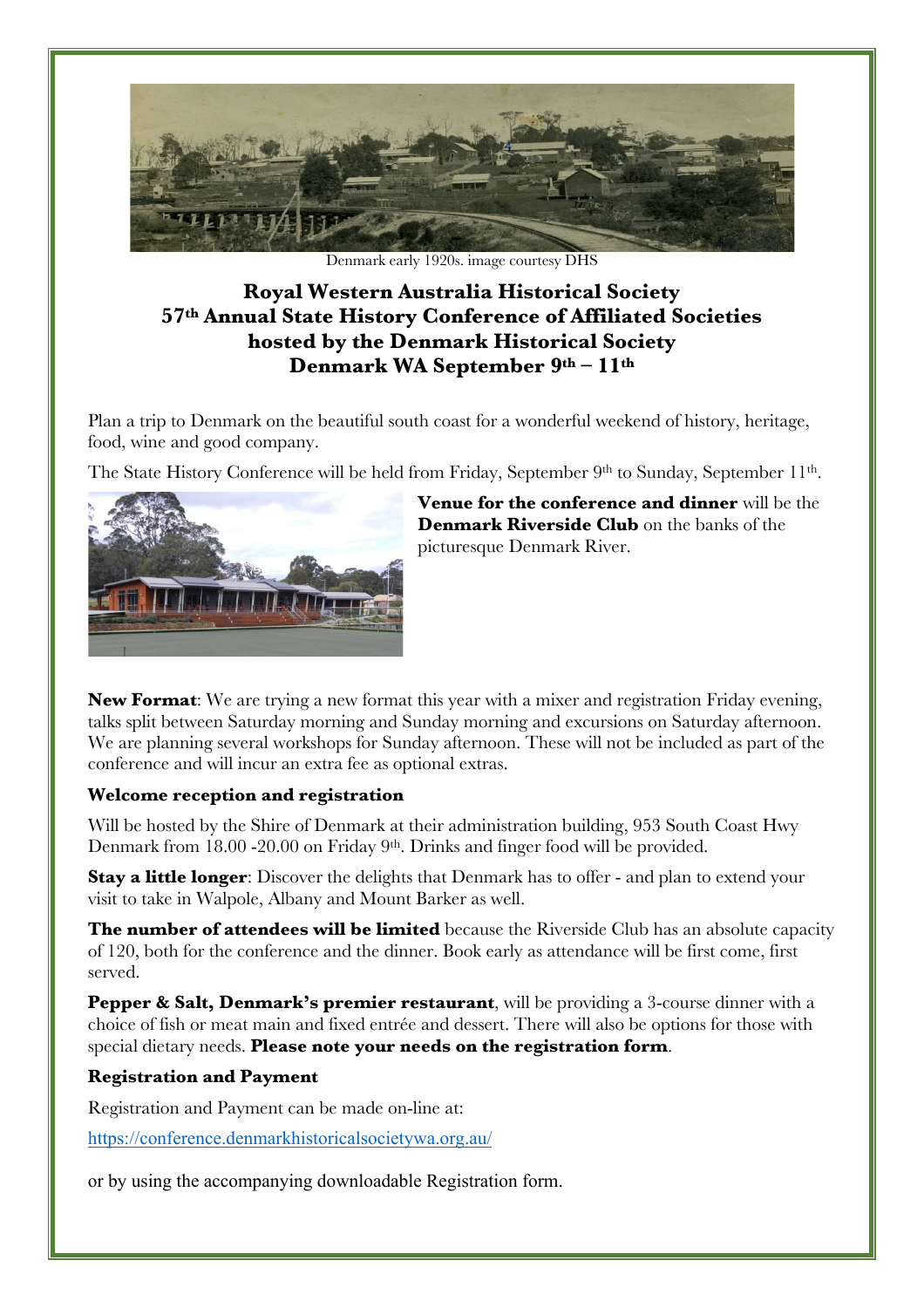Denmark early 1920s. image courtesy DHS

# Royal Western Australia Historical Society
# 57th Annual State History Conference of Affiliated Societies
# hosted by the Denmark Historical Society
# Denmark WA September 9th – 11th

Plan a trip to Denmark on the beautiful south coast for a wonderful weekend of history, heritage, food, wine and good company.

The State History Conference will be held from Friday, September 9th to Sunday, September 11th.

**Venue for the conference and dinner** will be the **Denmark Riverside Club** on the banks of the picturesque Denmark River.

**New Format**: We are trying a new format this year with a mixer and registration Friday evening, talks split between Saturday morning and Sunday morning and excursions on Saturday afternoon. We are planning several workshops for Sunday afternoon. These will not be included as part of the conference and will incur an extra fee as optional extras.

**Welcome reception and registration**

Will be hosted by the Shire of Denmark at their administration building, 953 South Coast Hwy Denmark from 18.00 -20.00 on Friday 9th. Drinks and finger food will be provided.

**Stay a little longer**: Discover the delights that Denmark has to offer - and plan to extend your visit to take in Walpole, Albany and Mount Barker as well.

**The number of attendees will be limited** because the Riverside Club has an absolute capacity of 120, both for the conference and the dinner. Book early as attendance will be first come, first served.

**Pepper & Salt, Denmark's premier restaurant**, will be providing a 3-course dinner with a choice of fish or meat main and fixed entrée and dessert. There will also be options for those with special dietary needs. **Please note your needs on the registration form**.

**Registration and Payment**

Registration and Payment can be made on-line at:

https://conference.denmarkhistoricalsocietywa.org.au/

or by using the accompanying downloadable Registration form.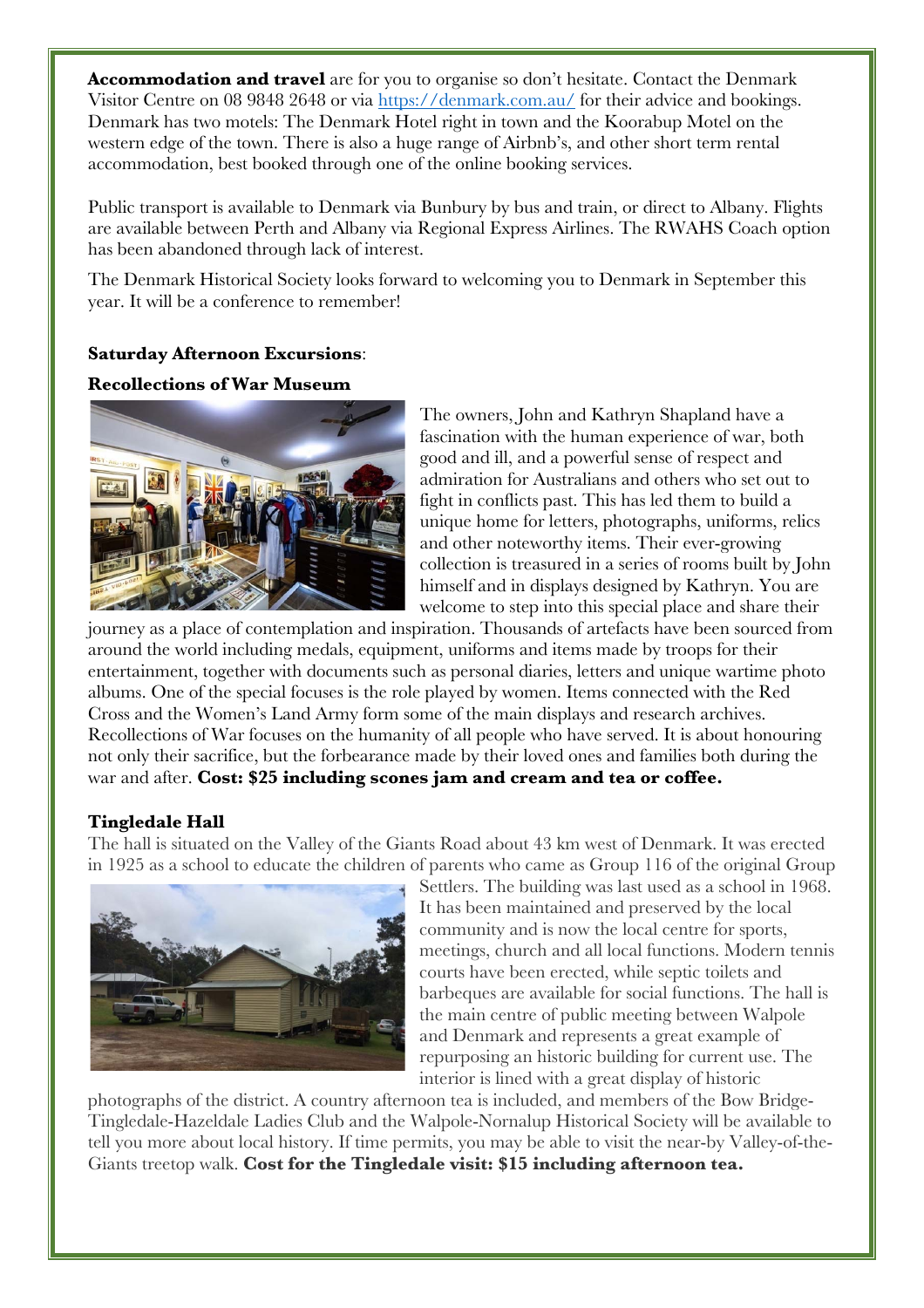**Accommodation and travel** are for you to organise so don't hesitate. Contact the Denmark Visitor Centre on 08 9848 2648 or via https://denmark.com.au/ for their advice and bookings. Denmark has two motels: The Denmark Hotel right in town and the Koorabup Motel on the western edge of the town. There is also a huge range of Airbnb's, and other short term rental accommodation, best booked through one of the online booking services.

Public transport is available to Denmark via Bunbury by bus and train, or direct to Albany. Flights are available between Perth and Albany via Regional Express Airlines. The RWAHS Coach option has been abandoned through lack of interest.

The Denmark Historical Society looks forward to welcoming you to Denmark in September this year. It will be a conference to remember!

**Saturday Afternoon Excursions**:

**Recollections of War Museum**

The owners, John and Kathryn Shapland have a fascination with the human experience of war, both good and ill, and a powerful sense of respect and admiration for Australians and others who set out to fight in conflicts past. This has led them to build a unique home for letters, photographs, uniforms, relics and other noteworthy items. Their ever-growing collection is treasured in a series of rooms built by John himself and in displays designed by Kathryn. You are welcome to step into this special place and share their journey as a place of contemplation and inspiration. Thousands of artefacts have been sourced from around the world including medals, equipment, uniforms and items made by troops for their entertainment, together with documents such as personal diaries, letters and unique wartime photo albums. One of the special focuses is the role played by women. Items connected with the Red Cross and the Women's Land Army form some of the main displays and research archives. Recollections of War focuses on the humanity of all people who have served. It is about honouring not only their sacrifice, but the forbearance made by their loved ones and families both during the war and after. **Cost: $25 including scones jam and cream and tea or coffee.**

**Tingledale Hall**

The hall is situated on the Valley of the Giants Road about 43 km west of Denmark. It was erected in 1925 as a school to educate the children of parents who came as Group 116 of the original Group Settlers. The building was last used as a school in 1968. It has been maintained and preserved by the local community and is now the local centre for sports, meetings, church and all local functions. Modern tennis courts have been erected, while septic toilets and barbeques are available for social functions. The hall is the main centre of public meeting between Walpole and Denmark and represents a great example of repurposing an historic building for current use. The interior is lined with a great display of historic photographs of the district. A country afternoon tea is included, and members of the Bow Bridge-Tingledale-Hazeldale Ladies Club and the Walpole-Nornalup Historical Society will be available to tell you more about local history. If time permits, you may be able to visit the near-by Valley-of-the-Giants treetop walk. **Cost for the Tingledale visit: $15 including afternoon tea.**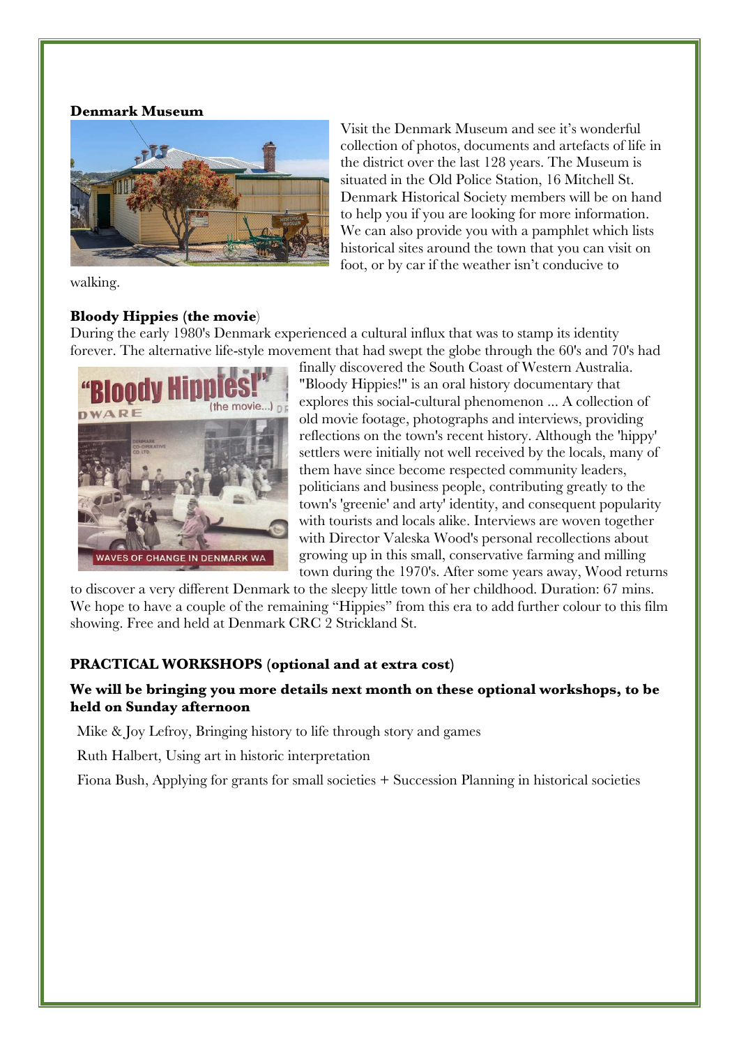**Denmark Museum**

Visit the Denmark Museum and see it's wonderful collection of photos, documents and artefacts of life in the district over the last 128 years. The Museum is situated in the Old Police Station, 16 Mitchell St. Denmark Historical Society members will be on hand to help you if you are looking for more information. We can also provide you with a pamphlet which lists historical sites around the town that you can visit on foot, or by car if the weather isn't conducive to walking.

**Bloody Hippies (the movie**)

During the early 1980's Denmark experienced a cultural influx that was to stamp its identity forever. The alternative life-style movement that had swept the globe through the 60's and 70's had finally discovered the South Coast of Western Australia. "Bloody Hippies!" is an oral history documentary that explores this social-cultural phenomenon ... A collection of old movie footage, photographs and interviews, providing reflections on the town's recent history. Although the 'hippy' settlers were initially not well received by the locals, many of them have since become respected community leaders, politicians and business people, contributing greatly to the town's 'greenie' and arty' identity, and consequent popularity with tourists and locals alike. Interviews are woven together with Director Valeska Wood's personal recollections about growing up in this small, conservative farming and milling town during the 1970's. After some years away, Wood returns to discover a very different Denmark to the sleepy little town of her childhood. Duration: 67 mins. We hope to have a couple of the remaining "Hippies" from this era to add further colour to this film showing. Free and held at Denmark CRC 2 Strickland St.

**PRACTICAL WORKSHOPS (optional and at extra cost)**

**We will be bringing you more details next month on these optional workshops, to be held on Sunday afternoon**

Mike & Joy Lefroy, Bringing history to life through story and games

Ruth Halbert, Using art in historic interpretation

Fiona Bush, Applying for grants for small societies + Succession Planning in historical societies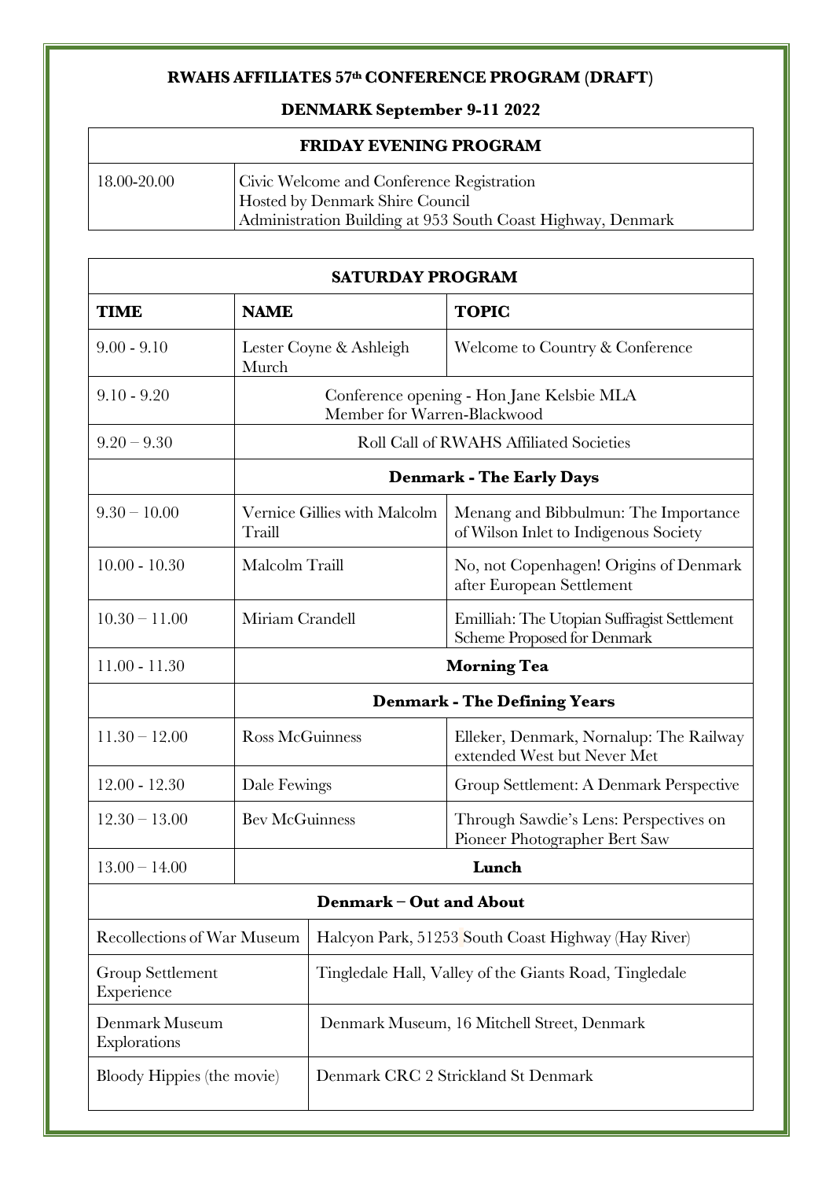# RWAHS AFFILIATES 57th CONFERENCE PROGRAM (DRAFT)

## DENMARK September 9-11 2022

| FRIDAY EVENING PROGRAM | |
|---|---|
| 18.00-20.00 | Civic Welcome and Conference Registration<br>Hosted by Denmark Shire Council<br>Administration Building at 953 South Coast Highway, Denmark |

| SATURDAY PROGRAM | | |
|---|---|---|
| **TIME** | **NAME** | **TOPIC** |
| 9.00 - 9.10 | Lester Coyne & Ashleigh Murch | Welcome to Country & Conference |
| 9.10 - 9.20 | Conference opening - Hon Jane Kelsbie MLA<br>Member for Warren-Blackwood | |
| 9.20 – 9.30 | Roll Call of RWAHS Affiliated Societies | |
| | **Denmark - The Early Days** | |
| 9.30 – 10.00 | Vernice Gillies with Malcolm Traill | Menang and Bibbulmun: The Importance of Wilson Inlet to Indigenous Society |
| 10.00 - 10.30 | Malcolm Traill | No, not Copenhagen! Origins of Denmark after European Settlement |
| 10.30 – 11.00 | Miriam Crandell | Emilliah: The Utopian Suffragist Settlement Scheme Proposed for Denmark |
| 11.00 - 11.30 | **Morning Tea** | |
| | **Denmark - The Defining Years** | |
| 11.30 – 12.00 | Ross McGuinness | Elleker, Denmark, Nornalup: The Railway extended West but Never Met |
| 12.00 - 12.30 | Dale Fewings | Group Settlement: A Denmark Perspective |
| 12.30 – 13.00 | Bev McGuinness | Through Sawdie's Lens: Perspectives on Pioneer Photographer Bert Saw |
| 13.00 – 14.00 | **Lunch** | |

| Denmark – Out and About | |
|---|---|
| Recollections of War Museum | Halcyon Park, 51253 South Coast Highway (Hay River) |
| Group Settlement Experience | Tingledale Hall, Valley of the Giants Road, Tingledale |
| Denmark Museum Explorations | Denmark Museum, 16 Mitchell Street, Denmark |
| Bloody Hippies (the movie) | Denmark CRC 2 Strickland St Denmark |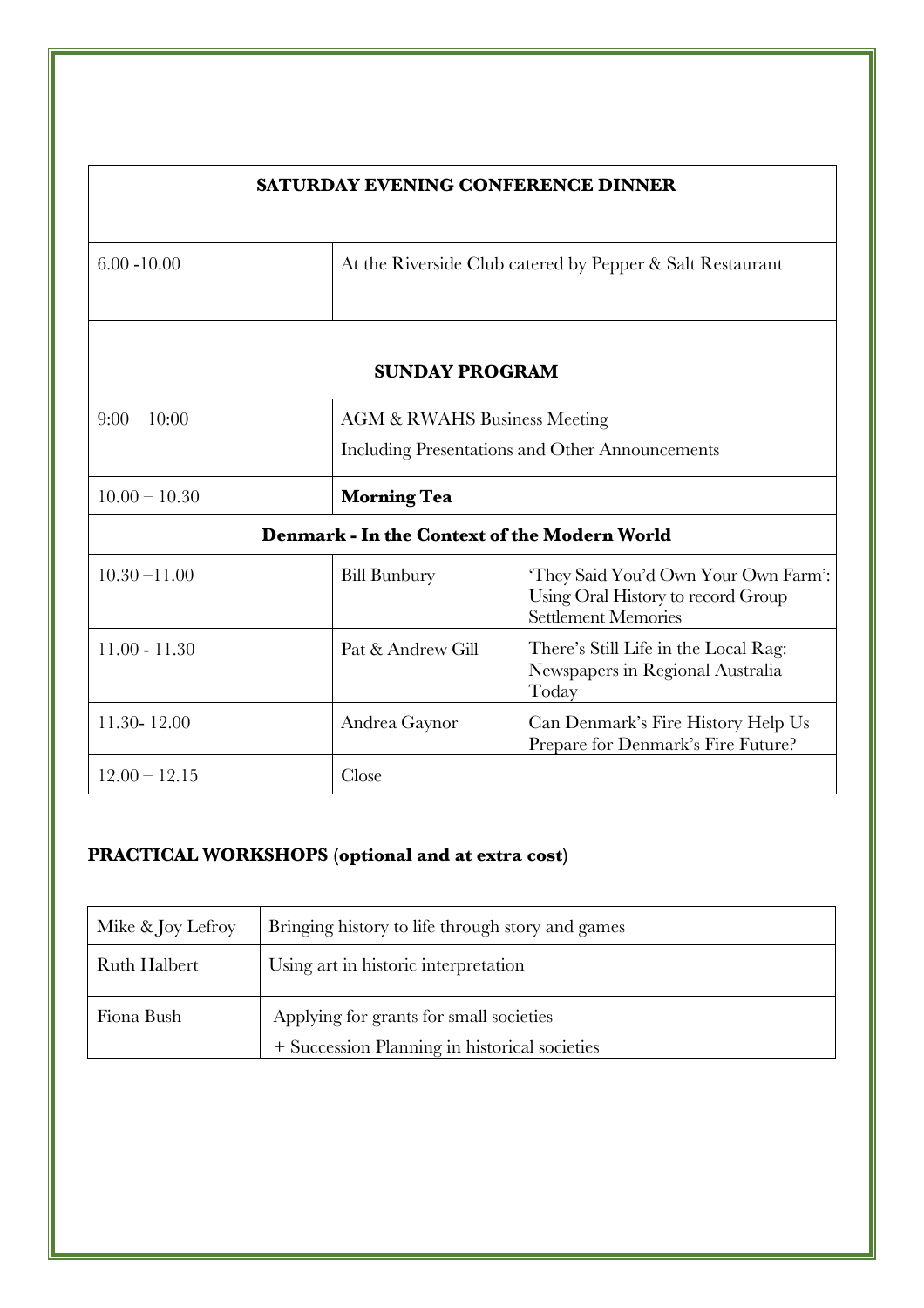| | | |
|---|---|---|
| **SATURDAY EVENING CONFERENCE DINNER** | | |
| 6.00 -10.00 | At the Riverside Club catered by Pepper & Salt Restaurant | |
| **SUNDAY PROGRAM** | | |
| 9:00 – 10:00 | AGM & RWAHS Business Meeting<br>Including Presentations and Other Announcements | |
| 10.00 – 10.30 | **Morning Tea** | |
| **Denmark - In the Context of the Modern World** | | |
| 10.30 –11.00 | Bill Bunbury | 'They Said You'd Own Your Own Farm': Using Oral History to record Group Settlement Memories |
| 11.00 - 11.30 | Pat & Andrew Gill | There's Still Life in the Local Rag: Newspapers in Regional Australia Today |
| 11.30- 12.00 | Andrea Gaynor | Can Denmark's Fire History Help Us Prepare for Denmark's Fire Future? |
| 12.00 – 12.15 | Close | |

**PRACTICAL WORKSHOPS (optional and at extra cost)**

| | |
|---|---|
| Mike & Joy Lefroy | Bringing history to life through story and games |
| Ruth Halbert | Using art in historic interpretation |
| Fiona Bush | Applying for grants for small societies<br>+ Succession Planning in historical societies |